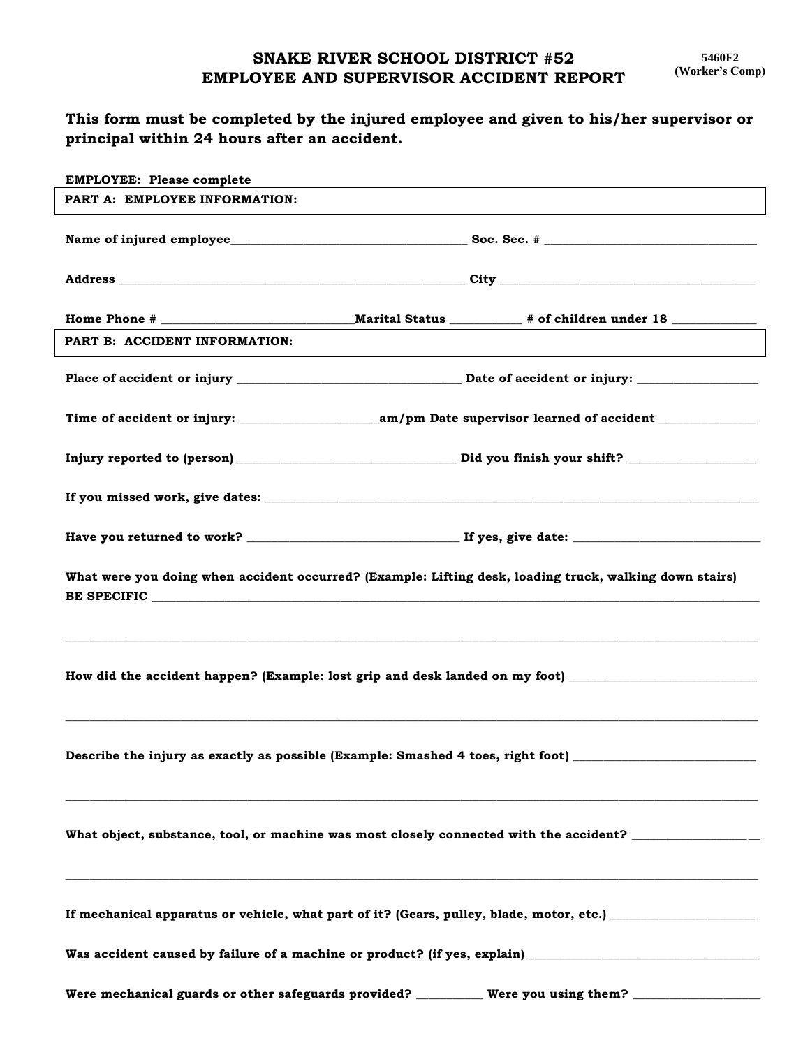# SNAKE RIVER SCHOOL DISTRICT #52
# EMPLOYEE AND SUPERVISOR ACCIDENT REPORT

**5460F2**
**(Worker's Comp)**

**This form must be completed by the injured employee and given to his/her supervisor or principal within 24 hours after an accident.**

**EMPLOYEE: Please complete**

## PART A: EMPLOYEE INFORMATION:

**Name of injured employee**_____________________________________ **Soc. Sec. #** _________________________________

**Address** _________________________________________________________ **City** _________________________________________

**Home Phone #** ______________________________**Marital Status** ___________ **# of children under 18** _____________

## PART B: ACCIDENT INFORMATION:

**Place of accident or injury** ____________________________________ **Date of accident or injury:** ___________________

**Time of accident or injury:** _____________________**am/pm Date supervisor learned of accident** _______________

**Injury reported to (person)** ___________________________________ **Did you finish your shift?** ____________________

**If you missed work, give dates:** ________________________________________________________________________________

**Have you returned to work?** __________________________________ **If yes, give date:** ______________________________

**What were you doing when accident occurred? (Example: Lifting desk, loading truck, walking down stairs) BE SPECIFIC** ________________________________________________________________________________________________

________________________________________________________________________________________________________________

**How did the accident happen? (Example: lost grip and desk landed on my foot)** ______________________________

________________________________________________________________________________________________________________

**Describe the injury as exactly as possible (Example: Smashed 4 toes, right foot)** _____________________________

________________________________________________________________________________________________________________

**What object, substance, tool, or machine was most closely connected with the accident?** _____________________

________________________________________________________________________________________________________________

**If mechanical apparatus or vehicle, what part of it? (Gears, pulley, blade, motor, etc.)** _______________________

**Was accident caused by failure of a machine or product? (if yes, explain)** ______________________________________

**Were mechanical guards or other safeguards provided?** __________ **Were you using them?** ____________________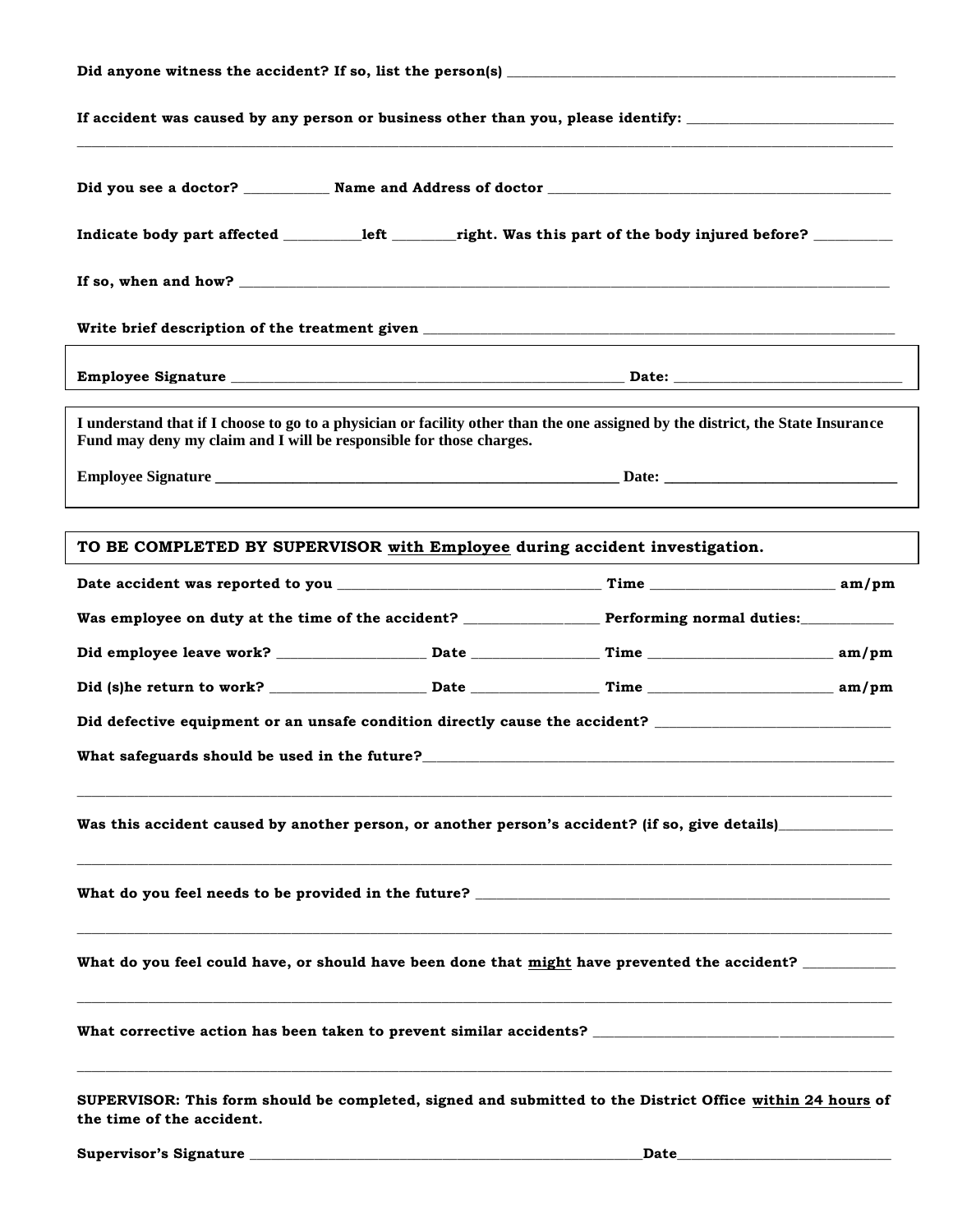**Did anyone witness the accident? If so, list the person(s)** ____________________________________________

**If accident was caused by any person or business other than you, please identify:** ______________________

______________________________________________________________________________________________

**Did you see a doctor?** __________ **Name and Address of doctor** ________________________________________

**Indicate body part affected** _________**left** ________**right. Was this part of the body injured before?** _________

**If so, when and how?** _______________________________________________________________________________

**Write brief description of the treatment given** _____________________________________________________

**Employee Signature** ______________________________________________ **Date:** __________________________

**I understand that if I choose to go to a physician or facility other than the one assigned by the district, the State Insurance Fund may deny my claim and I will be responsible for those charges.**

**Employee Signature** ______________________________________________ **Date:** __________________________

**TO BE COMPLETED BY SUPERVISOR <u>with Employee</u> during accident investigation.**

**Date accident was reported to you** ________________________________ **Time** ______________________ **am/pm**

**Was employee on duty at the time of the accident?** _______________ **Performing normal duties:**___________

**Did employee leave work?** __________________ **Date** _______________ **Time** ______________________ **am/pm**

**Did (s)he return to work?** __________________ **Date** _______________ **Time** ______________________ **am/pm**

**Did defective equipment or an unsafe condition directly cause the accident?** ____________________________

**What safeguards should be used in the future?**__________________________________________________________

______________________________________________________________________________________________

**Was this accident caused by another person, or another person's accident? (if so, give details)**______________

______________________________________________________________________________________________

**What do you feel needs to be provided in the future?** __________________________________________________

______________________________________________________________________________________________

**What do you feel could have, or should have been done that <u>might</u> have prevented the accident?** ____________

______________________________________________________________________________________________

**What corrective action has been taken to prevent similar accidents?** ____________________________________

______________________________________________________________________________________________

**SUPERVISOR: This form should be completed, signed and submitted to the District Office <u>within 24 hours</u> of the time of the accident.**

**Supervisor's Signature** ________________________________________________**Date**_________________________